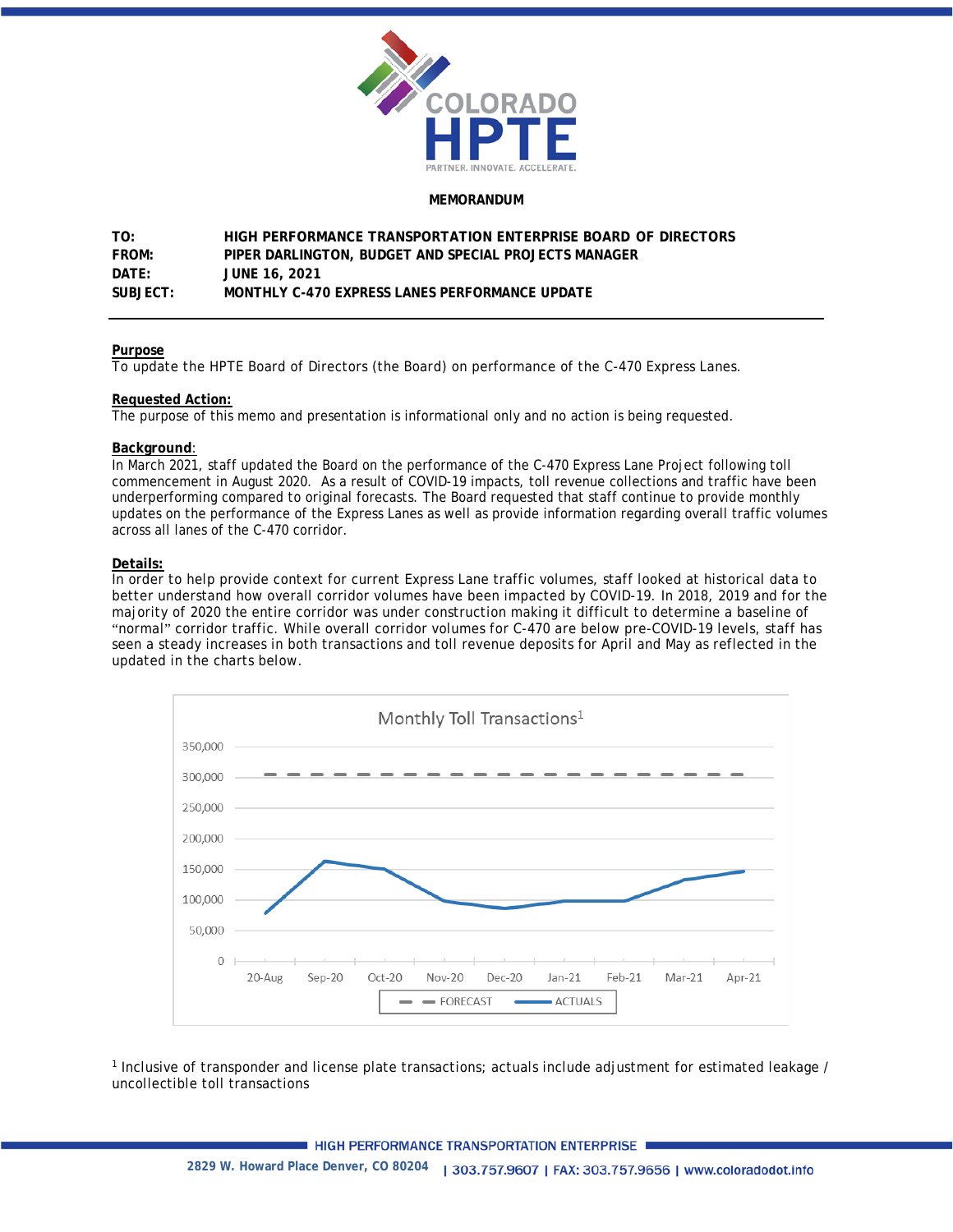**MEMORANDUM**

| | |
|---|---|
| **TO:** | **HIGH PERFORMANCE TRANSPORTATION ENTERPRISE BOARD OF DIRECTORS** |
| **FROM:** | **PIPER DARLINGTON, BUDGET AND SPECIAL PROJECTS MANAGER** |
| **DATE:** | **JUNE 16, 2021** |
| **SUBJECT:** | **MONTHLY C-470 EXPRESS LANES PERFORMANCE UPDATE** |

**Purpose**

To update the HPTE Board of Directors (the Board) on performance of the C-470 Express Lanes.

**Requested Action:**

The purpose of this memo and presentation is informational only and no action is being requested.

**Background**:

In March 2021, staff updated the Board on the performance of the C-470 Express Lane Project following toll commencement in August 2020. As a result of COVID-19 impacts, toll revenue collections and traffic have been underperforming compared to original forecasts. The Board requested that staff continue to provide monthly updates on the performance of the Express Lanes as well as provide information regarding overall traffic volumes across all lanes of the C-470 corridor.

**Details:**

In order to help provide context for current Express Lane traffic volumes, staff looked at historical data to better understand how overall corridor volumes have been impacted by COVID-19. In 2018, 2019 and for the majority of 2020 the entire corridor was under construction making it difficult to determine a baseline of "normal" corridor traffic. While overall corridor volumes for C-470 are below pre-COVID-19 levels, staff has seen a steady increases in both transactions and toll revenue deposits for April and May as reflected in the updated in the charts below.

Monthly Toll Transactions[1]

Legend: FORECAST (dashed line, ~305,000); ACTUALS (solid line)

Y-axis: 0 to 350,000; X-axis: 20-Aug, Sep-20, Oct-20, Nov-20, Dec-20, Jan-21, Feb-21, Mar-21, Apr-21

[1] Inclusive of transponder and license plate transactions; actuals include adjustment for estimated leakage / uncollectible toll transactions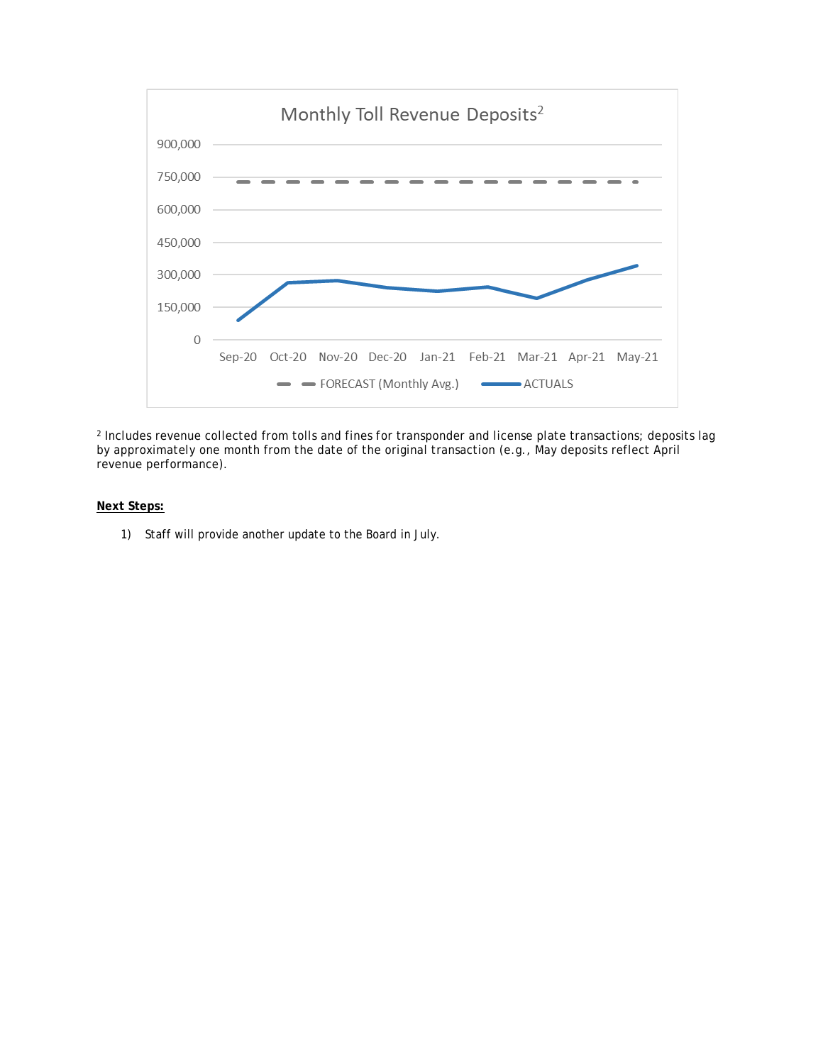Monthly Toll Revenue Deposits[2]

900,000
750,000
600,000
450,000
300,000
150,000
0

Sep-20 Oct-20 Nov-20 Dec-20 Jan-21 Feb-21 Mar-21 Apr-21 May-21

FORECAST (Monthly Avg.) ACTUALS

[2] Includes revenue collected from tolls and fines for transponder and license plate transactions; deposits lag by approximately one month from the date of the original transaction (e.g., May deposits reflect April revenue performance).

**Next Steps:**

1) Staff will provide another update to the Board in July.